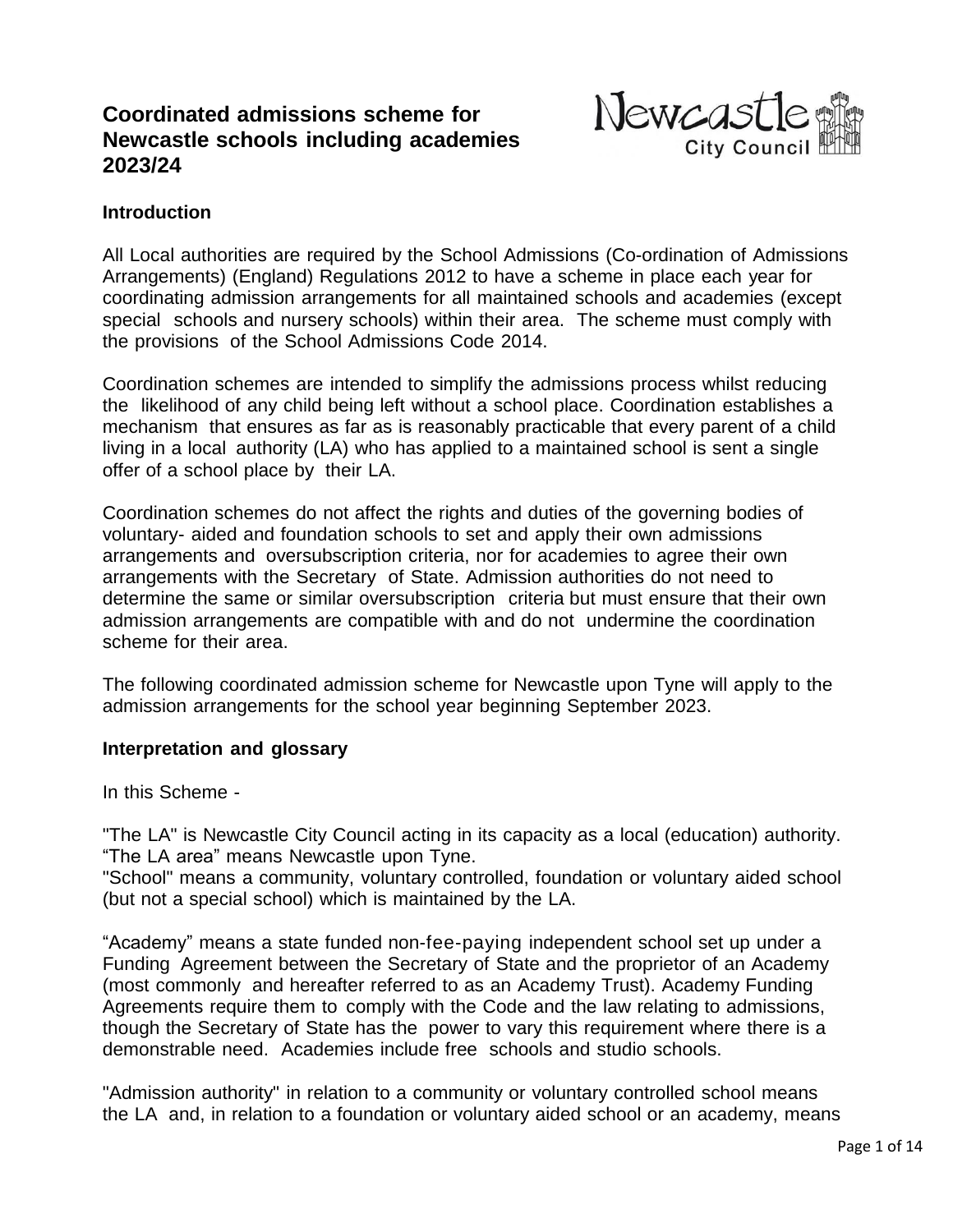# Coordinated admissions scheme for Newcastle schools including academies 2023/24

## Introduction

All Local authorities are required by the School Admissions (Co-ordination of Admissions Arrangements) (England) Regulations 2012 to have a scheme in place each year for coordinating admission arrangements for all maintained schools and academies (except special schools and nursery schools) within their area. The scheme must comply with the provisions of the School Admissions Code 2014.

Coordination schemes are intended to simplify the admissions process whilst reducing the likelihood of any child being left without a school place. Coordination establishes a mechanism that ensures as far as is reasonably practicable that every parent of a child living in a local authority (LA) who has applied to a maintained school is sent a single offer of a school place by their LA.

Coordination schemes do not affect the rights and duties of the governing bodies of voluntary- aided and foundation schools to set and apply their own admissions arrangements and oversubscription criteria, nor for academies to agree their own arrangements with the Secretary of State. Admission authorities do not need to determine the same or similar oversubscription criteria but must ensure that their own admission arrangements are compatible with and do not undermine the coordination scheme for their area.

The following coordinated admission scheme for Newcastle upon Tyne will apply to the admission arrangements for the school year beginning September 2023.

## Interpretation and glossary

In this Scheme -

"The LA" is Newcastle City Council acting in its capacity as a local (education) authority.
"The LA area" means Newcastle upon Tyne.
"School" means a community, voluntary controlled, foundation or voluntary aided school (but not a special school) which is maintained by the LA.

"Academy" means a state funded non-fee-paying independent school set up under a Funding Agreement between the Secretary of State and the proprietor of an Academy (most commonly and hereafter referred to as an Academy Trust). Academy Funding Agreements require them to comply with the Code and the law relating to admissions, though the Secretary of State has the power to vary this requirement where there is a demonstrable need. Academies include free schools and studio schools.

"Admission authority" in relation to a community or voluntary controlled school means the LA and, in relation to a foundation or voluntary aided school or an academy, means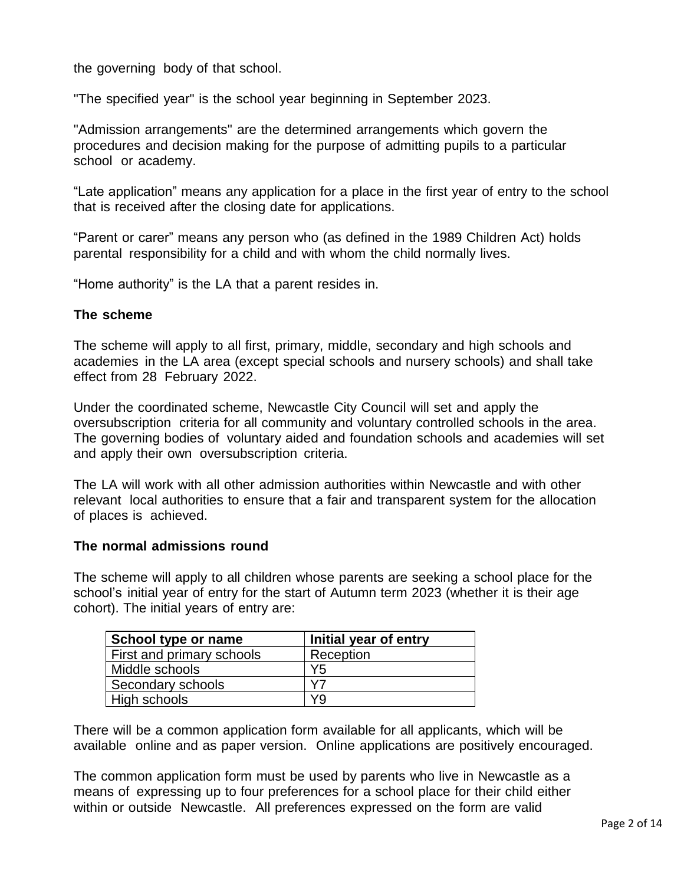the governing body of that school.

"The specified year" is the school year beginning in September 2023.

"Admission arrangements" are the determined arrangements which govern the procedures and decision making for the purpose of admitting pupils to a particular school or academy.

“Late application” means any application for a place in the first year of entry to the school that is received after the closing date for applications.

“Parent or carer” means any person who (as defined in the 1989 Children Act) holds parental responsibility for a child and with whom the child normally lives.

“Home authority” is the LA that a parent resides in.

**The scheme**

The scheme will apply to all first, primary, middle, secondary and high schools and academies in the LA area (except special schools and nursery schools) and shall take effect from 28 February 2022.

Under the coordinated scheme, Newcastle City Council will set and apply the oversubscription criteria for all community and voluntary controlled schools in the area. The governing bodies of voluntary aided and foundation schools and academies will set and apply their own oversubscription criteria.

The LA will work with all other admission authorities within Newcastle and with other relevant local authorities to ensure that a fair and transparent system for the allocation of places is achieved.

**The normal admissions round**

The scheme will apply to all children whose parents are seeking a school place for the school’s initial year of entry for the start of Autumn term 2023 (whether it is their age cohort). The initial years of entry are:

| School type or name | Initial year of entry |
|---|---|
| First and primary schools | Reception |
| Middle schools | Y5 |
| Secondary schools | Y7 |
| High schools | Y9 |

There will be a common application form available for all applicants, which will be available online and as paper version. Online applications are positively encouraged.

The common application form must be used by parents who live in Newcastle as a means of expressing up to four preferences for a school place for their child either within or outside Newcastle. All preferences expressed on the form are valid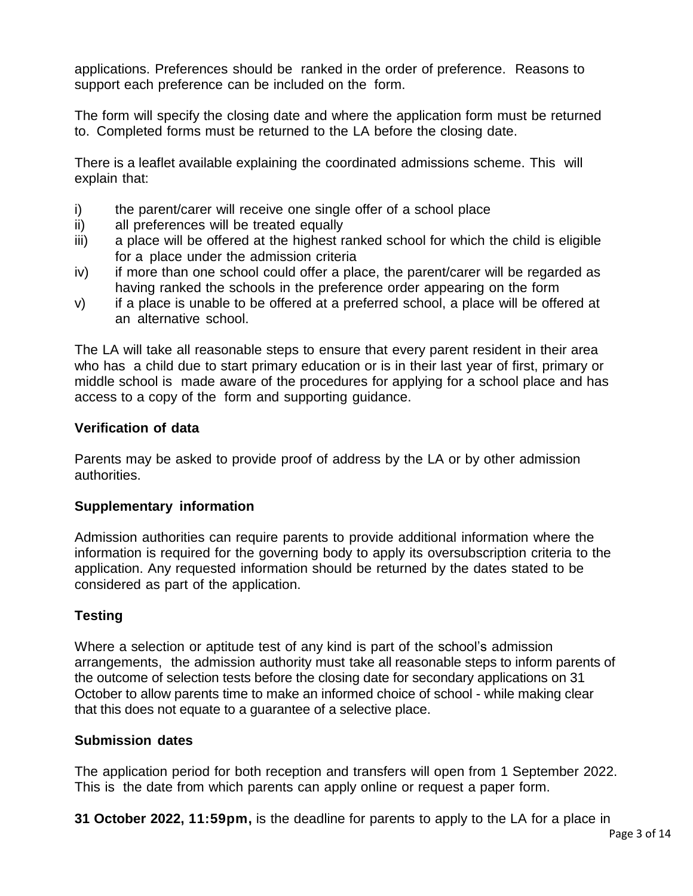applications. Preferences should be ranked in the order of preference. Reasons to support each preference can be included on the form.

The form will specify the closing date and where the application form must be returned to. Completed forms must be returned to the LA before the closing date.

There is a leaflet available explaining the coordinated admissions scheme. This will explain that:

i) the parent/carer will receive one single offer of a school place
ii) all preferences will be treated equally
iii) a place will be offered at the highest ranked school for which the child is eligible for a place under the admission criteria
iv) if more than one school could offer a place, the parent/carer will be regarded as having ranked the schools in the preference order appearing on the form
v) if a place is unable to be offered at a preferred school, a place will be offered at an alternative school.

The LA will take all reasonable steps to ensure that every parent resident in their area who has a child due to start primary education or is in their last year of first, primary or middle school is made aware of the procedures for applying for a school place and has access to a copy of the form and supporting guidance.

**Verification of data**

Parents may be asked to provide proof of address by the LA or by other admission authorities.

**Supplementary information**

Admission authorities can require parents to provide additional information where the information is required for the governing body to apply its oversubscription criteria to the application. Any requested information should be returned by the dates stated to be considered as part of the application.

**Testing**

Where a selection or aptitude test of any kind is part of the school's admission arrangements, the admission authority must take all reasonable steps to inform parents of the outcome of selection tests before the closing date for secondary applications on 31 October to allow parents time to make an informed choice of school - while making clear that this does not equate to a guarantee of a selective place.

**Submission dates**

The application period for both reception and transfers will open from 1 September 2022. This is the date from which parents can apply online or request a paper form.

**31 October 2022, 11:59pm,** is the deadline for parents to apply to the LA for a place in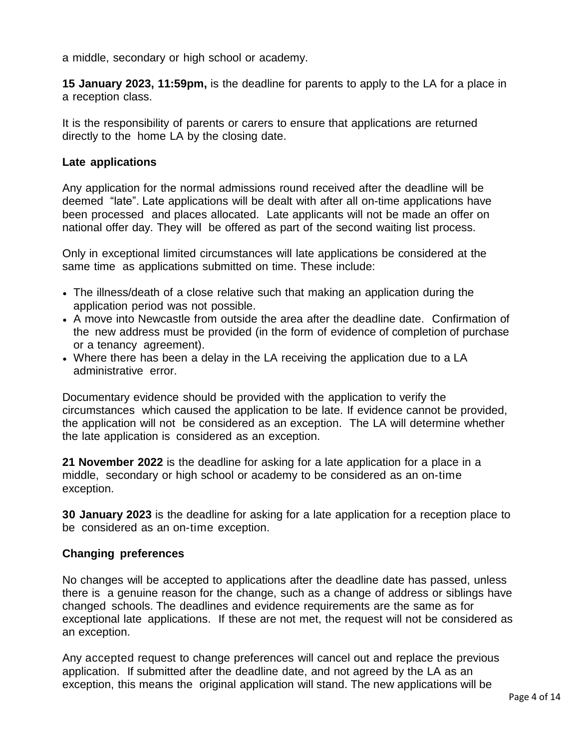a middle, secondary or high school or academy.

**15 January 2023, 11:59pm,** is the deadline for parents to apply to the LA for a place in a reception class.

It is the responsibility of parents or carers to ensure that applications are returned directly to the home LA by the closing date.

### Late applications

Any application for the normal admissions round received after the deadline will be deemed "late". Late applications will be dealt with after all on-time applications have been processed and places allocated. Late applicants will not be made an offer on national offer day. They will be offered as part of the second waiting list process.

Only in exceptional limited circumstances will late applications be considered at the same time as applications submitted on time. These include:

- The illness/death of a close relative such that making an application during the application period was not possible.
- A move into Newcastle from outside the area after the deadline date. Confirmation of the new address must be provided (in the form of evidence of completion of purchase or a tenancy agreement).
- Where there has been a delay in the LA receiving the application due to a LA administrative error.

Documentary evidence should be provided with the application to verify the circumstances which caused the application to be late. If evidence cannot be provided, the application will not be considered as an exception. The LA will determine whether the late application is considered as an exception.

**21 November 2022** is the deadline for asking for a late application for a place in a middle, secondary or high school or academy to be considered as an on-time exception.

**30 January 2023** is the deadline for asking for a late application for a reception place to be considered as an on-time exception.

### Changing preferences

No changes will be accepted to applications after the deadline date has passed, unless there is a genuine reason for the change, such as a change of address or siblings have changed schools. The deadlines and evidence requirements are the same as for exceptional late applications. If these are not met, the request will not be considered as an exception.

Any accepted request to change preferences will cancel out and replace the previous application. If submitted after the deadline date, and not agreed by the LA as an exception, this means the original application will stand. The new applications will be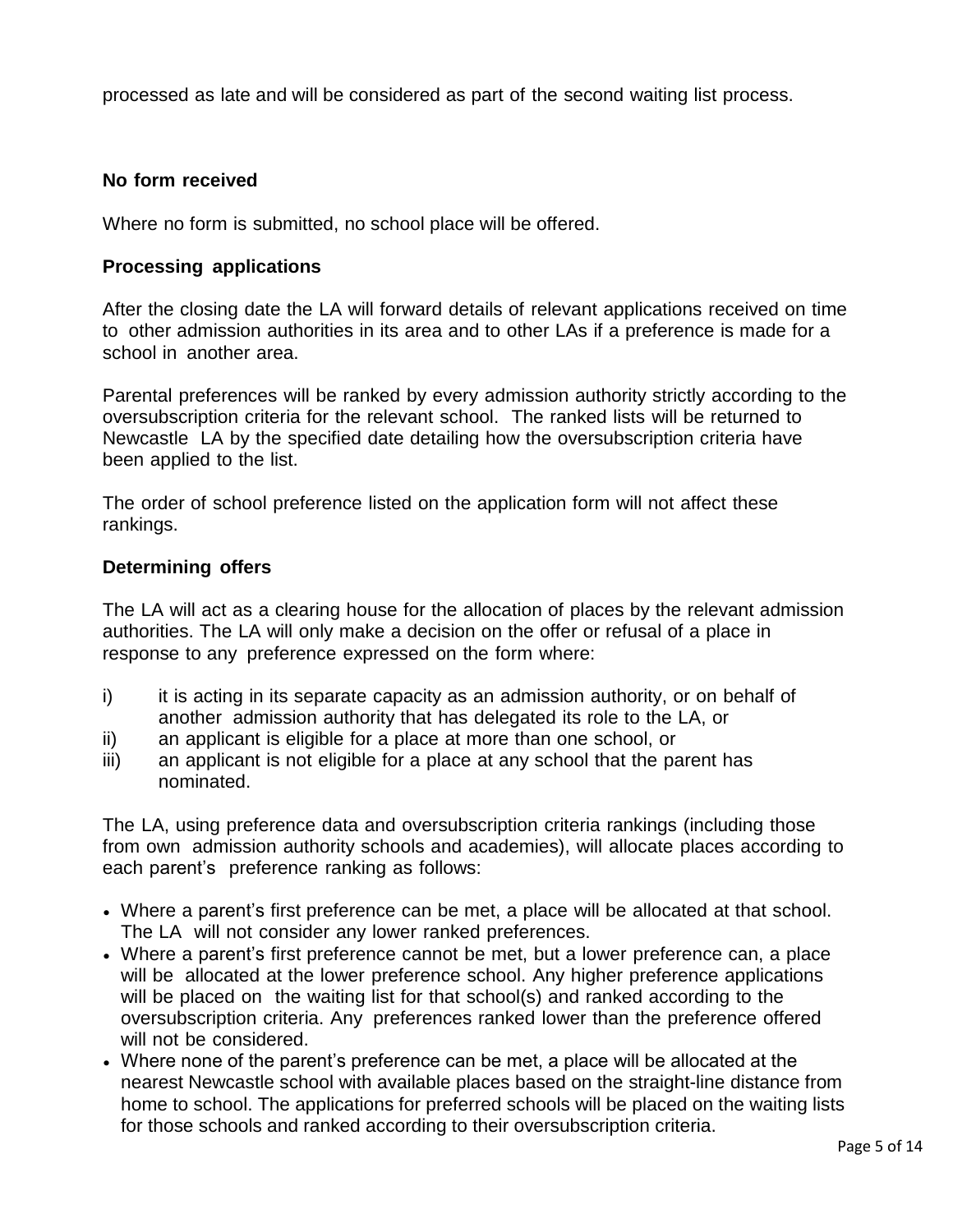processed as late and will be considered as part of the second waiting list process.

**No form received**

Where no form is submitted, no school place will be offered.

**Processing applications**

After the closing date the LA will forward details of relevant applications received on time to other admission authorities in its area and to other LAs if a preference is made for a school in another area.

Parental preferences will be ranked by every admission authority strictly according to the oversubscription criteria for the relevant school. The ranked lists will be returned to Newcastle LA by the specified date detailing how the oversubscription criteria have been applied to the list.

The order of school preference listed on the application form will not affect these rankings.

**Determining offers**

The LA will act as a clearing house for the allocation of places by the relevant admission authorities. The LA will only make a decision on the offer or refusal of a place in response to any preference expressed on the form where:

i) it is acting in its separate capacity as an admission authority, or on behalf of another admission authority that has delegated its role to the LA, or
ii) an applicant is eligible for a place at more than one school, or
iii) an applicant is not eligible for a place at any school that the parent has nominated.

The LA, using preference data and oversubscription criteria rankings (including those from own admission authority schools and academies), will allocate places according to each parent's preference ranking as follows:

- Where a parent's first preference can be met, a place will be allocated at that school. The LA will not consider any lower ranked preferences.
- Where a parent's first preference cannot be met, but a lower preference can, a place will be allocated at the lower preference school. Any higher preference applications will be placed on the waiting list for that school(s) and ranked according to the oversubscription criteria. Any preferences ranked lower than the preference offered will not be considered.
- Where none of the parent's preference can be met, a place will be allocated at the nearest Newcastle school with available places based on the straight-line distance from home to school. The applications for preferred schools will be placed on the waiting lists for those schools and ranked according to their oversubscription criteria.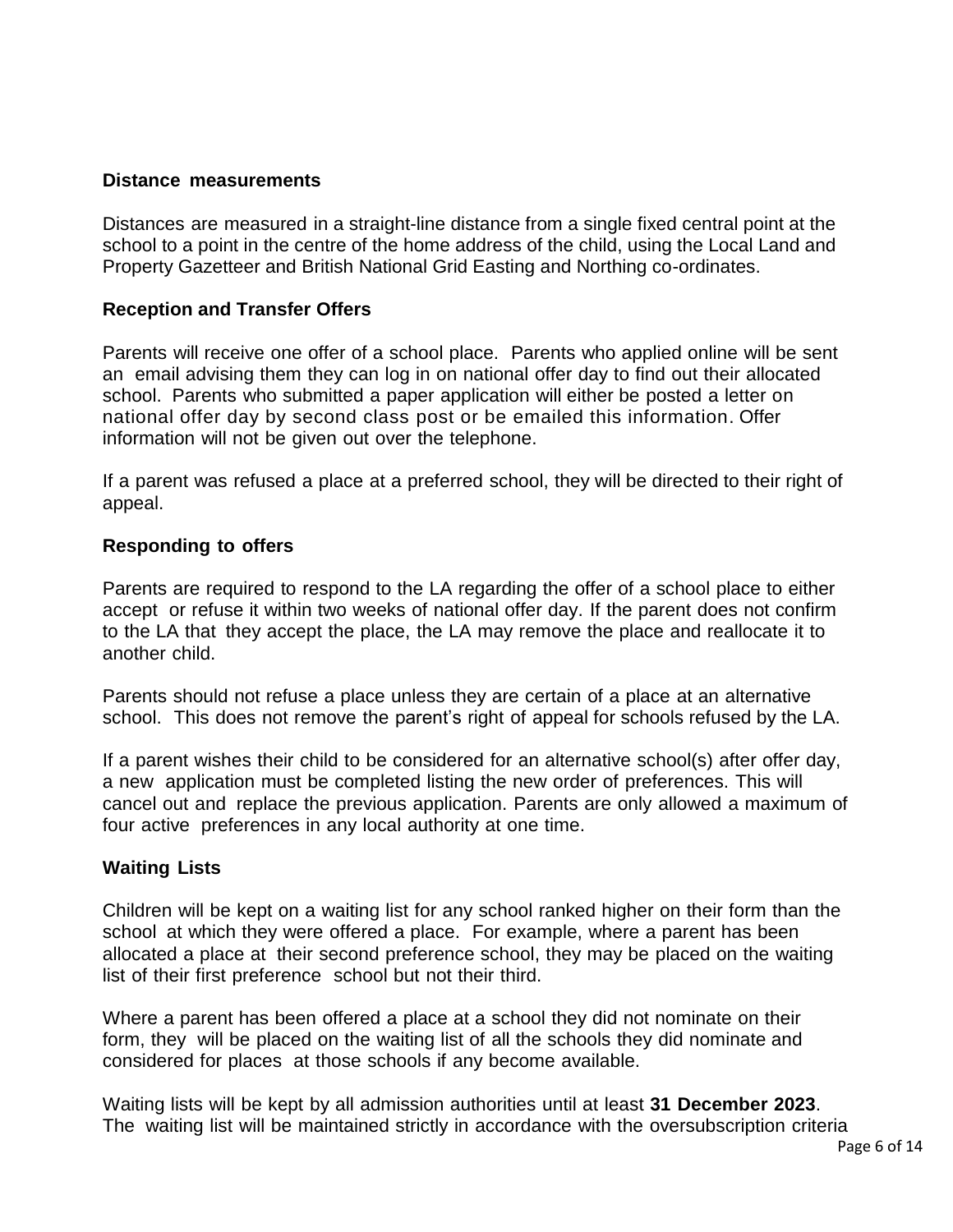**Distance measurements**

Distances are measured in a straight-line distance from a single fixed central point at the school to a point in the centre of the home address of the child, using the Local Land and Property Gazetteer and British National Grid Easting and Northing co-ordinates.

**Reception and Transfer Offers**

Parents will receive one offer of a school place. Parents who applied online will be sent an email advising them they can log in on national offer day to find out their allocated school. Parents who submitted a paper application will either be posted a letter on national offer day by second class post or be emailed this information. Offer information will not be given out over the telephone.

If a parent was refused a place at a preferred school, they will be directed to their right of appeal.

**Responding to offers**

Parents are required to respond to the LA regarding the offer of a school place to either accept or refuse it within two weeks of national offer day. If the parent does not confirm to the LA that they accept the place, the LA may remove the place and reallocate it to another child.

Parents should not refuse a place unless they are certain of a place at an alternative school. This does not remove the parent's right of appeal for schools refused by the LA.

If a parent wishes their child to be considered for an alternative school(s) after offer day, a new application must be completed listing the new order of preferences. This will cancel out and replace the previous application. Parents are only allowed a maximum of four active preferences in any local authority at one time.

**Waiting Lists**

Children will be kept on a waiting list for any school ranked higher on their form than the school at which they were offered a place. For example, where a parent has been allocated a place at their second preference school, they may be placed on the waiting list of their first preference school but not their third.

Where a parent has been offered a place at a school they did not nominate on their form, they will be placed on the waiting list of all the schools they did nominate and considered for places at those schools if any become available.

Waiting lists will be kept by all admission authorities until at least **31 December 2023**. The waiting list will be maintained strictly in accordance with the oversubscription criteria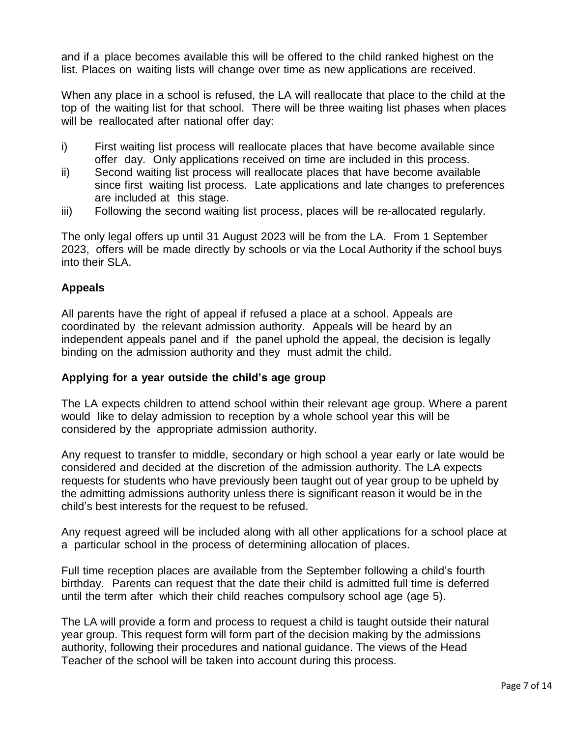and if a place becomes available this will be offered to the child ranked highest on the list. Places on waiting lists will change over time as new applications are received.

When any place in a school is refused, the LA will reallocate that place to the child at the top of the waiting list for that school. There will be three waiting list phases when places will be reallocated after national offer day:

i) First waiting list process will reallocate places that have become available since offer day. Only applications received on time are included in this process.
ii) Second waiting list process will reallocate places that have become available since first waiting list process. Late applications and late changes to preferences are included at this stage.
iii) Following the second waiting list process, places will be re-allocated regularly.

The only legal offers up until 31 August 2023 will be from the LA. From 1 September 2023, offers will be made directly by schools or via the Local Authority if the school buys into their SLA.

**Appeals**

All parents have the right of appeal if refused a place at a school. Appeals are coordinated by the relevant admission authority. Appeals will be heard by an independent appeals panel and if the panel uphold the appeal, the decision is legally binding on the admission authority and they must admit the child.

**Applying for a year outside the child's age group**

The LA expects children to attend school within their relevant age group. Where a parent would like to delay admission to reception by a whole school year this will be considered by the appropriate admission authority.

Any request to transfer to middle, secondary or high school a year early or late would be considered and decided at the discretion of the admission authority. The LA expects requests for students who have previously been taught out of year group to be upheld by the admitting admissions authority unless there is significant reason it would be in the child's best interests for the request to be refused.

Any request agreed will be included along with all other applications for a school place at a particular school in the process of determining allocation of places.

Full time reception places are available from the September following a child's fourth birthday. Parents can request that the date their child is admitted full time is deferred until the term after which their child reaches compulsory school age (age 5).

The LA will provide a form and process to request a child is taught outside their natural year group. This request form will form part of the decision making by the admissions authority, following their procedures and national guidance. The views of the Head Teacher of the school will be taken into account during this process.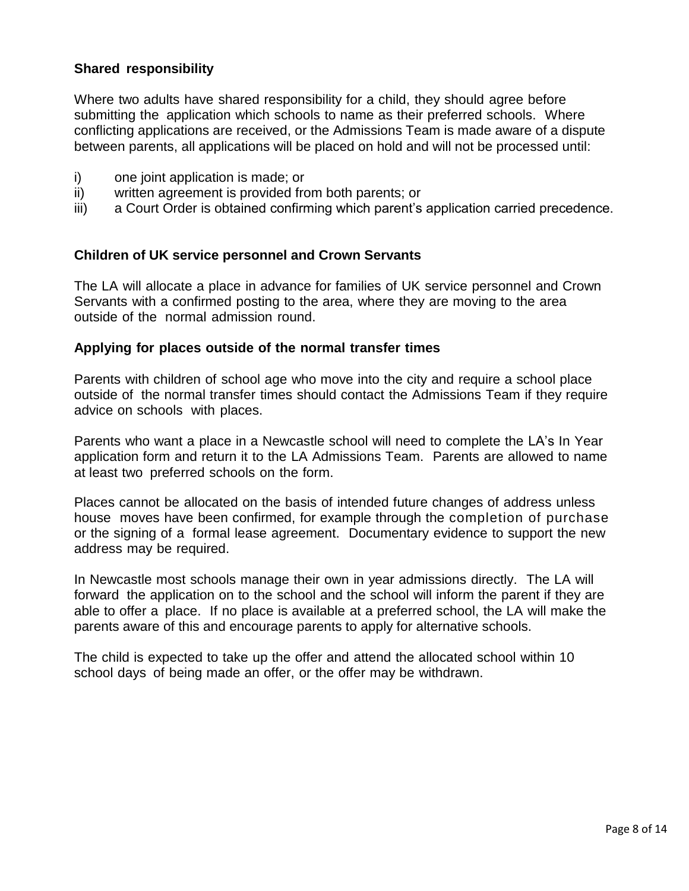**Shared responsibility**

Where two adults have shared responsibility for a child, they should agree before submitting the application which schools to name as their preferred schools. Where conflicting applications are received, or the Admissions Team is made aware of a dispute between parents, all applications will be placed on hold and will not be processed until:

i) one joint application is made; or
ii) written agreement is provided from both parents; or
iii) a Court Order is obtained confirming which parent's application carried precedence.

**Children of UK service personnel and Crown Servants**

The LA will allocate a place in advance for families of UK service personnel and Crown Servants with a confirmed posting to the area, where they are moving to the area outside of the normal admission round.

**Applying for places outside of the normal transfer times**

Parents with children of school age who move into the city and require a school place outside of the normal transfer times should contact the Admissions Team if they require advice on schools with places.

Parents who want a place in a Newcastle school will need to complete the LA's In Year application form and return it to the LA Admissions Team. Parents are allowed to name at least two preferred schools on the form.

Places cannot be allocated on the basis of intended future changes of address unless house moves have been confirmed, for example through the completion of purchase or the signing of a formal lease agreement. Documentary evidence to support the new address may be required.

In Newcastle most schools manage their own in year admissions directly. The LA will forward the application on to the school and the school will inform the parent if they are able to offer a place. If no place is available at a preferred school, the LA will make the parents aware of this and encourage parents to apply for alternative schools.

The child is expected to take up the offer and attend the allocated school within 10 school days of being made an offer, or the offer may be withdrawn.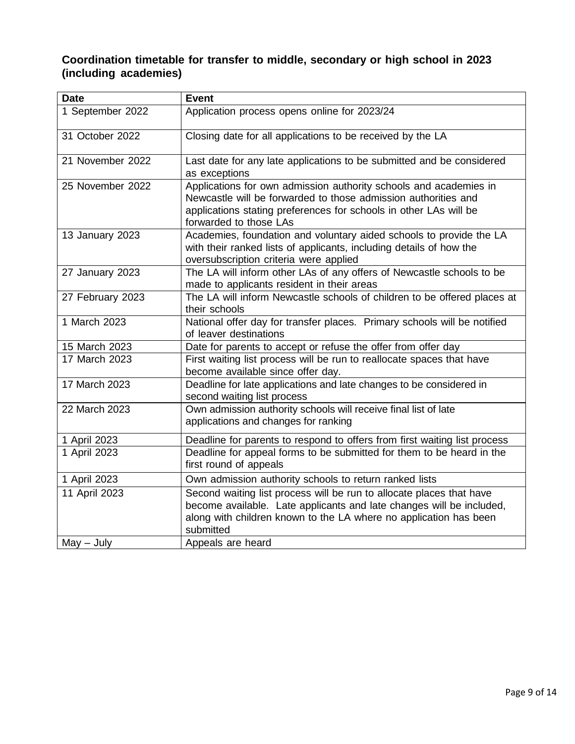**Coordination timetable for transfer to middle, secondary or high school in 2023 (including academies)**

| Date | Event |
| --- | --- |
| 1 September 2022 | Application process opens online for 2023/24 |
| 31 October 2022 | Closing date for all applications to be received by the LA |
| 21 November 2022 | Last date for any late applications to be submitted and be considered as exceptions |
| 25 November 2022 | Applications for own admission authority schools and academies in Newcastle will be forwarded to those admission authorities and applications stating preferences for schools in other LAs will be forwarded to those LAs |
| 13 January 2023 | Academies, foundation and voluntary aided schools to provide the LA with their ranked lists of applicants, including details of how the oversubscription criteria were applied |
| 27 January 2023 | The LA will inform other LAs of any offers of Newcastle schools to be made to applicants resident in their areas |
| 27 February 2023 | The LA will inform Newcastle schools of children to be offered places at their schools |
| 1 March 2023 | National offer day for transfer places. Primary schools will be notified of leaver destinations |
| 15 March 2023 | Date for parents to accept or refuse the offer from offer day |
| 17 March 2023 | First waiting list process will be run to reallocate spaces that have become available since offer day. |
| 17 March 2023 | Deadline for late applications and late changes to be considered in second waiting list process |
| 22 March 2023 | Own admission authority schools will receive final list of late applications and changes for ranking |
| 1 April 2023 | Deadline for parents to respond to offers from first waiting list process |
| 1 April 2023 | Deadline for appeal forms to be submitted for them to be heard in the first round of appeals |
| 1 April 2023 | Own admission authority schools to return ranked lists |
| 11 April 2023 | Second waiting list process will be run to allocate places that have become available. Late applicants and late changes will be included, along with children known to the LA where no application has been submitted |
| May – July | Appeals are heard |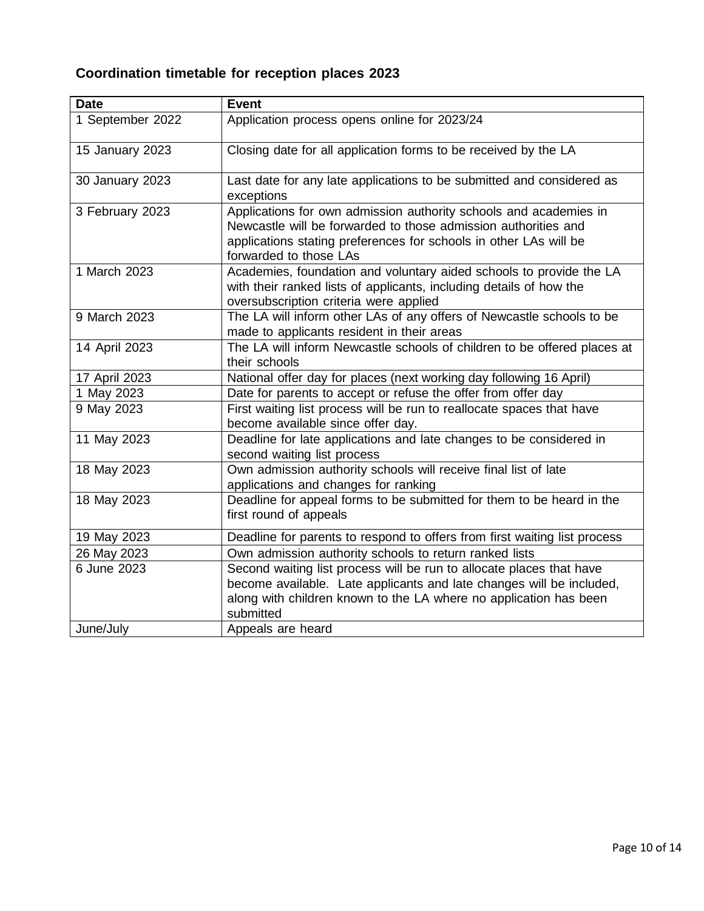## Coordination timetable for reception places 2023

| Date | Event |
|---|---|
| 1 September 2022 | Application process opens online for 2023/24 |
| 15 January 2023 | Closing date for all application forms to be received by the LA |
| 30 January 2023 | Last date for any late applications to be submitted and considered as exceptions |
| 3 February 2023 | Applications for own admission authority schools and academies in Newcastle will be forwarded to those admission authorities and applications stating preferences for schools in other LAs will be forwarded to those LAs |
| 1 March 2023 | Academies, foundation and voluntary aided schools to provide the LA with their ranked lists of applicants, including details of how the oversubscription criteria were applied |
| 9 March 2023 | The LA will inform other LAs of any offers of Newcastle schools to be made to applicants resident in their areas |
| 14 April 2023 | The LA will inform Newcastle schools of children to be offered places at their schools |
| 17 April 2023 | National offer day for places (next working day following 16 April) |
| 1 May 2023 | Date for parents to accept or refuse the offer from offer day |
| 9 May 2023 | First waiting list process will be run to reallocate spaces that have become available since offer day. |
| 11 May 2023 | Deadline for late applications and late changes to be considered in second waiting list process |
| 18 May 2023 | Own admission authority schools will receive final list of late applications and changes for ranking |
| 18 May 2023 | Deadline for appeal forms to be submitted for them to be heard in the first round of appeals |
| 19 May 2023 | Deadline for parents to respond to offers from first waiting list process |
| 26 May 2023 | Own admission authority schools to return ranked lists |
| 6 June 2023 | Second waiting list process will be run to allocate places that have become available. Late applicants and late changes will be included, along with children known to the LA where no application has been submitted |
| June/July | Appeals are heard |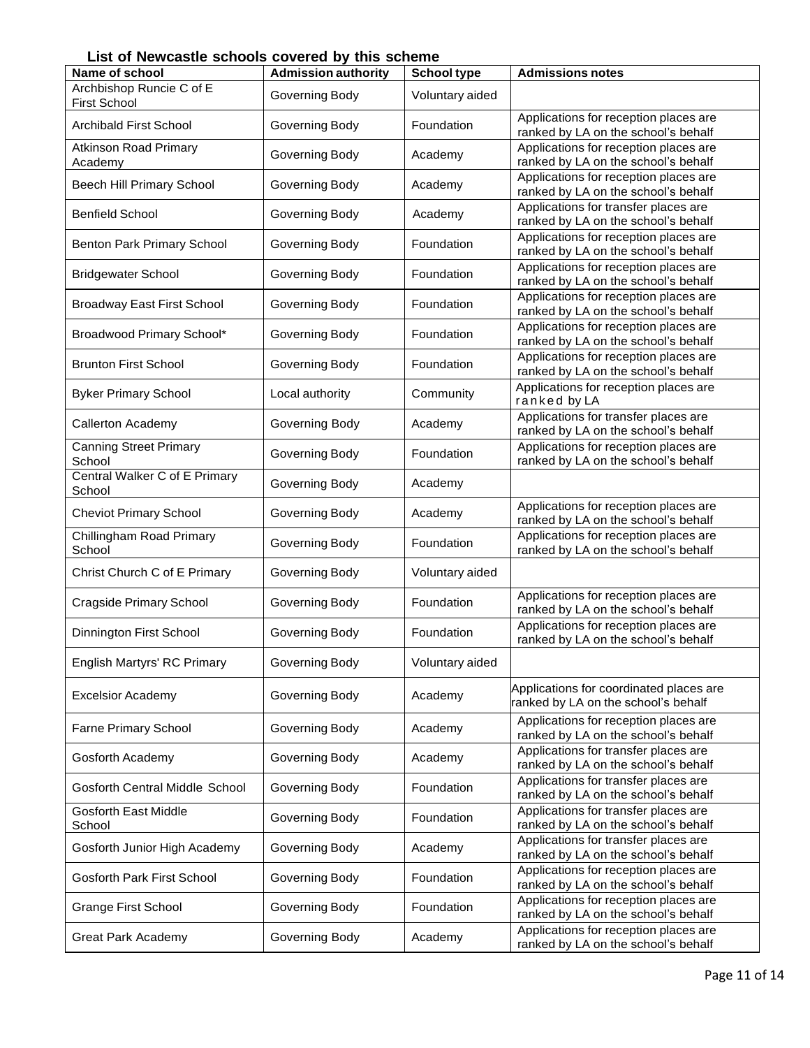## List of Newcastle schools covered by this scheme

| Name of school | Admission authority | School type | Admissions notes |
|---|---|---|---|
| Archbishop Runcie C of E First School | Governing Body | Voluntary aided | |
| Archibald First School | Governing Body | Foundation | Applications for reception places are ranked by LA on the school's behalf |
| Atkinson Road Primary Academy | Governing Body | Academy | Applications for reception places are ranked by LA on the school's behalf |
| Beech Hill Primary School | Governing Body | Academy | Applications for reception places are ranked by LA on the school's behalf |
| Benfield School | Governing Body | Academy | Applications for transfer places are ranked by LA on the school's behalf |
| Benton Park Primary School | Governing Body | Foundation | Applications for reception places are ranked by LA on the school's behalf |
| Bridgewater School | Governing Body | Foundation | Applications for reception places are ranked by LA on the school's behalf |
| Broadway East First School | Governing Body | Foundation | Applications for reception places are ranked by LA on the school's behalf |
| Broadwood Primary School* | Governing Body | Foundation | Applications for reception places are ranked by LA on the school's behalf |
| Brunton First School | Governing Body | Foundation | Applications for reception places are ranked by LA on the school's behalf |
| Byker Primary School | Local authority | Community | Applications for reception places are ranked by LA |
| Callerton Academy | Governing Body | Academy | Applications for transfer places are ranked by LA on the school's behalf |
| Canning Street Primary School | Governing Body | Foundation | Applications for reception places are ranked by LA on the school's behalf |
| Central Walker C of E Primary School | Governing Body | Academy | |
| Cheviot Primary School | Governing Body | Academy | Applications for reception places are ranked by LA on the school's behalf |
| Chillingham Road Primary School | Governing Body | Foundation | Applications for reception places are ranked by LA on the school's behalf |
| Christ Church C of E Primary | Governing Body | Voluntary aided | |
| Cragside Primary School | Governing Body | Foundation | Applications for reception places are ranked by LA on the school's behalf |
| Dinnington First School | Governing Body | Foundation | Applications for reception places are ranked by LA on the school's behalf |
| English Martyrs' RC Primary | Governing Body | Voluntary aided | |
| Excelsior Academy | Governing Body | Academy | Applications for coordinated places are ranked by LA on the school's behalf |
| Farne Primary School | Governing Body | Academy | Applications for reception places are ranked by LA on the school's behalf |
| Gosforth Academy | Governing Body | Academy | Applications for transfer places are ranked by LA on the school's behalf |
| Gosforth Central Middle School | Governing Body | Foundation | Applications for transfer places are ranked by LA on the school's behalf |
| Gosforth East Middle School | Governing Body | Foundation | Applications for transfer places are ranked by LA on the school's behalf |
| Gosforth Junior High Academy | Governing Body | Academy | Applications for transfer places are ranked by LA on the school's behalf |
| Gosforth Park First School | Governing Body | Foundation | Applications for reception places are ranked by LA on the school's behalf |
| Grange First School | Governing Body | Foundation | Applications for reception places are ranked by LA on the school's behalf |
| Great Park Academy | Governing Body | Academy | Applications for reception places are ranked by LA on the school's behalf |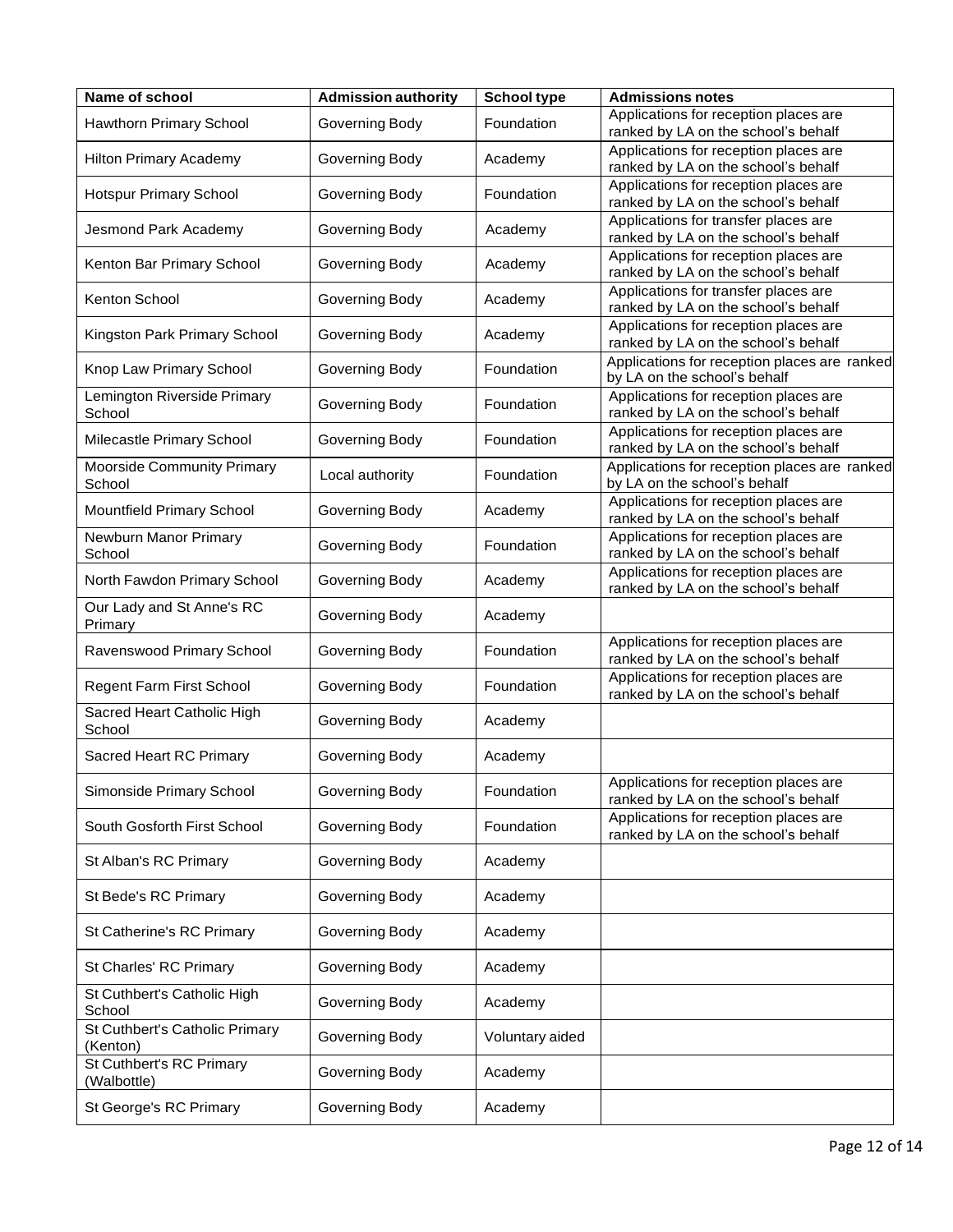| Name of school | Admission authority | School type | Admissions notes |
|---|---|---|---|
| Hawthorn Primary School | Governing Body | Foundation | Applications for reception places are ranked by LA on the school's behalf |
| Hilton Primary Academy | Governing Body | Academy | Applications for reception places are ranked by LA on the school's behalf |
| Hotspur Primary School | Governing Body | Foundation | Applications for reception places are ranked by LA on the school's behalf |
| Jesmond Park Academy | Governing Body | Academy | Applications for transfer places are ranked by LA on the school's behalf |
| Kenton Bar Primary School | Governing Body | Academy | Applications for reception places are ranked by LA on the school's behalf |
| Kenton School | Governing Body | Academy | Applications for transfer places are ranked by LA on the school's behalf |
| Kingston Park Primary School | Governing Body | Academy | Applications for reception places are ranked by LA on the school's behalf |
| Knop Law Primary School | Governing Body | Foundation | Applications for reception places are ranked by LA on the school's behalf |
| Lemington Riverside Primary School | Governing Body | Foundation | Applications for reception places are ranked by LA on the school's behalf |
| Milecastle Primary School | Governing Body | Foundation | Applications for reception places are ranked by LA on the school's behalf |
| Moorside Community Primary School | Local authority | Foundation | Applications for reception places are ranked by LA on the school's behalf |
| Mountfield Primary School | Governing Body | Academy | Applications for reception places are ranked by LA on the school's behalf |
| Newburn Manor Primary School | Governing Body | Foundation | Applications for reception places are ranked by LA on the school's behalf |
| North Fawdon Primary School | Governing Body | Academy | Applications for reception places are ranked by LA on the school's behalf |
| Our Lady and St Anne's RC Primary | Governing Body | Academy | |
| Ravenswood Primary School | Governing Body | Foundation | Applications for reception places are ranked by LA on the school's behalf |
| Regent Farm First School | Governing Body | Foundation | Applications for reception places are ranked by LA on the school's behalf |
| Sacred Heart Catholic High School | Governing Body | Academy | |
| Sacred Heart RC Primary | Governing Body | Academy | |
| Simonside Primary School | Governing Body | Foundation | Applications for reception places are ranked by LA on the school's behalf |
| South Gosforth First School | Governing Body | Foundation | Applications for reception places are ranked by LA on the school's behalf |
| St Alban's RC Primary | Governing Body | Academy | |
| St Bede's RC Primary | Governing Body | Academy | |
| St Catherine's RC Primary | Governing Body | Academy | |
| St Charles' RC Primary | Governing Body | Academy | |
| St Cuthbert's Catholic High School | Governing Body | Academy | |
| St Cuthbert's Catholic Primary (Kenton) | Governing Body | Voluntary aided | |
| St Cuthbert's RC Primary (Walbottle) | Governing Body | Academy | |
| St George's RC Primary | Governing Body | Academy | |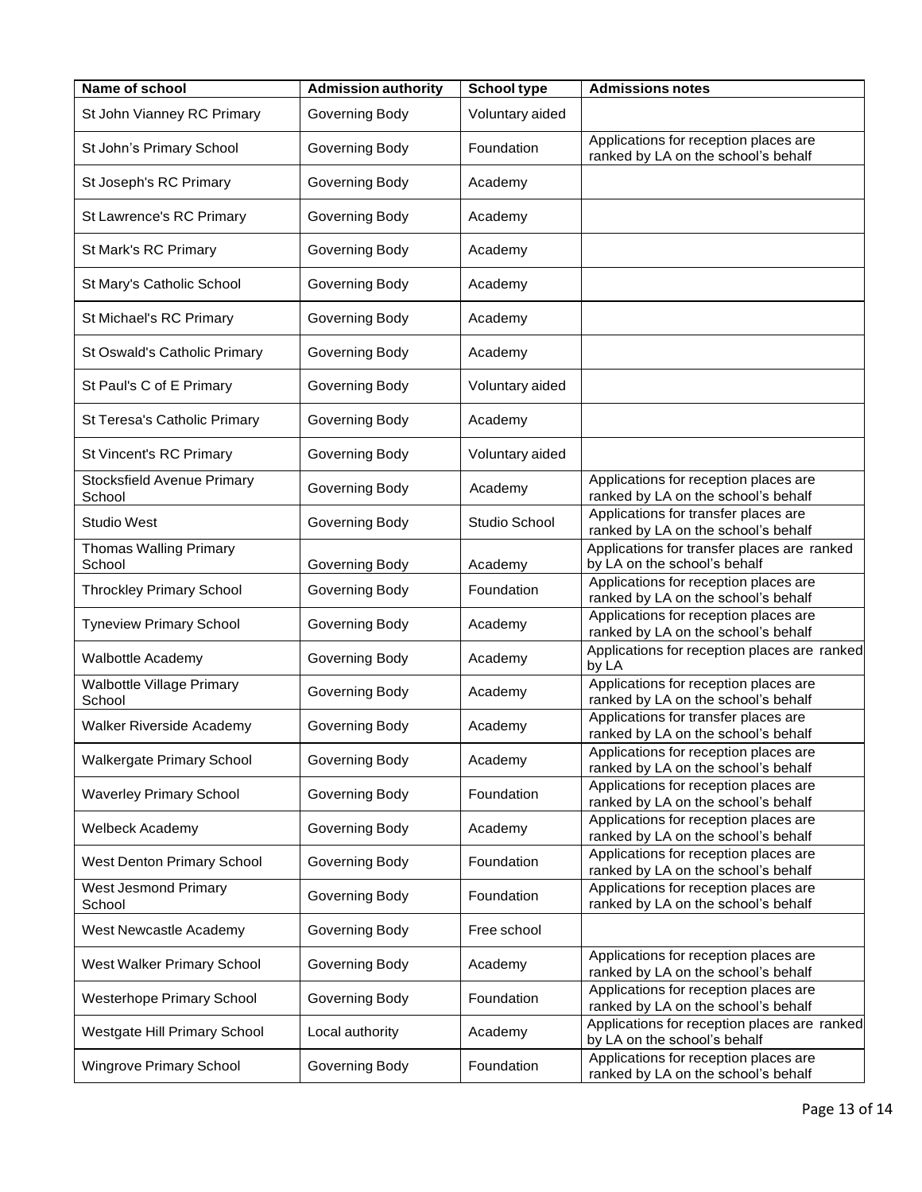| Name of school | Admission authority | School type | Admissions notes |
|---|---|---|---|
| St John Vianney RC Primary | Governing Body | Voluntary aided | |
| St John's Primary School | Governing Body | Foundation | Applications for reception places are ranked by LA on the school's behalf |
| St Joseph's RC Primary | Governing Body | Academy | |
| St Lawrence's RC Primary | Governing Body | Academy | |
| St Mark's RC Primary | Governing Body | Academy | |
| St Mary's Catholic School | Governing Body | Academy | |
| St Michael's RC Primary | Governing Body | Academy | |
| St Oswald's Catholic Primary | Governing Body | Academy | |
| St Paul's C of E Primary | Governing Body | Voluntary aided | |
| St Teresa's Catholic Primary | Governing Body | Academy | |
| St Vincent's RC Primary | Governing Body | Voluntary aided | |
| Stocksfield Avenue Primary School | Governing Body | Academy | Applications for reception places are ranked by LA on the school's behalf |
| Studio West | Governing Body | Studio School | Applications for transfer places are ranked by LA on the school's behalf |
| Thomas Walling Primary School | Governing Body | Academy | Applications for transfer places are ranked by LA on the school's behalf |
| Throckley Primary School | Governing Body | Foundation | Applications for reception places are ranked by LA on the school's behalf |
| Tyneview Primary School | Governing Body | Academy | Applications for reception places are ranked by LA on the school's behalf |
| Walbottle Academy | Governing Body | Academy | Applications for reception places are ranked by LA |
| Walbottle Village Primary School | Governing Body | Academy | Applications for reception places are ranked by LA on the school's behalf |
| Walker Riverside Academy | Governing Body | Academy | Applications for transfer places are ranked by LA on the school's behalf |
| Walkergate Primary School | Governing Body | Academy | Applications for reception places are ranked by LA on the school's behalf |
| Waverley Primary School | Governing Body | Foundation | Applications for reception places are ranked by LA on the school's behalf |
| Welbeck Academy | Governing Body | Academy | Applications for reception places are ranked by LA on the school's behalf |
| West Denton Primary School | Governing Body | Foundation | Applications for reception places are ranked by LA on the school's behalf |
| West Jesmond Primary School | Governing Body | Foundation | Applications for reception places are ranked by LA on the school's behalf |
| West Newcastle Academy | Governing Body | Free school | |
| West Walker Primary School | Governing Body | Academy | Applications for reception places are ranked by LA on the school's behalf |
| Westerhope Primary School | Governing Body | Foundation | Applications for reception places are ranked by LA on the school's behalf |
| Westgate Hill Primary School | Local authority | Academy | Applications for reception places are ranked by LA on the school's behalf |
| Wingrove Primary School | Governing Body | Foundation | Applications for reception places are ranked by LA on the school's behalf |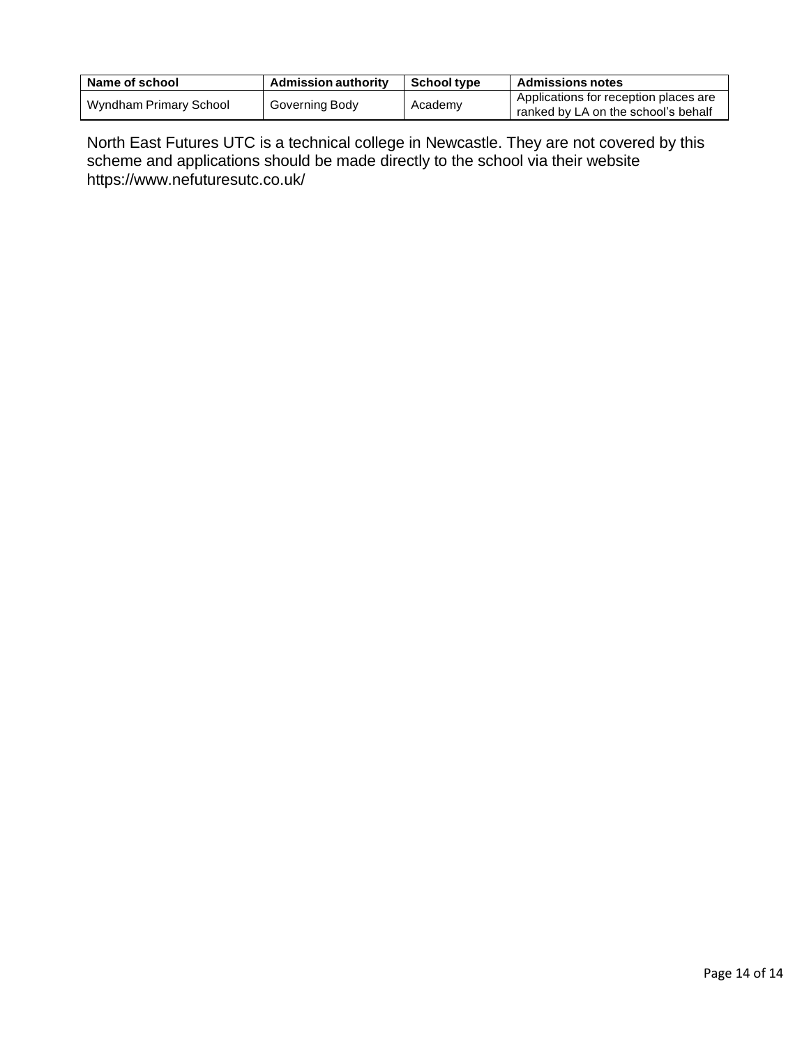| Name of school | Admission authority | School type | Admissions notes |
|---|---|---|---|
| Wyndham Primary School | Governing Body | Academy | Applications for reception places are ranked by LA on the school's behalf |

North East Futures UTC is a technical college in Newcastle. They are not covered by this scheme and applications should be made directly to the school via their website https://www.nefuturesutc.co.uk/